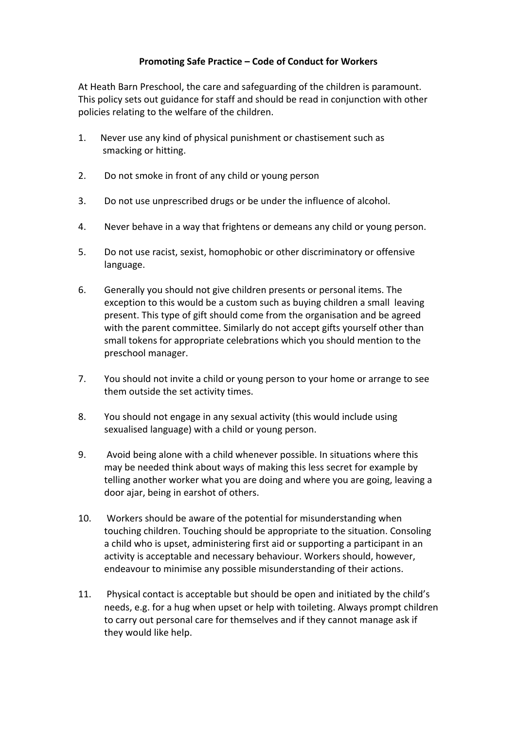# Promoting Safe Practice – Code of Conduct for Workers

At Heath Barn Preschool, the care and safeguarding of the children is paramount. This policy sets out guidance for staff and should be read in conjunction with other policies relating to the welfare of the children.

1. Never use any kind of physical punishment or chastisement such as smacking or hitting.

2. Do not smoke in front of any child or young person

3. Do not use unprescribed drugs or be under the influence of alcohol.

4. Never behave in a way that frightens or demeans any child or young person.

5. Do not use racist, sexist, homophobic or other discriminatory or offensive language.

6. Generally you should not give children presents or personal items. The exception to this would be a custom such as buying children a small leaving present. This type of gift should come from the organisation and be agreed with the parent committee. Similarly do not accept gifts yourself other than small tokens for appropriate celebrations which you should mention to the preschool manager.

7. You should not invite a child or young person to your home or arrange to see them outside the set activity times.

8. You should not engage in any sexual activity (this would include using sexualised language) with a child or young person.

9. Avoid being alone with a child whenever possible. In situations where this may be needed think about ways of making this less secret for example by telling another worker what you are doing and where you are going, leaving a door ajar, being in earshot of others.

10. Workers should be aware of the potential for misunderstanding when touching children. Touching should be appropriate to the situation. Consoling a child who is upset, administering first aid or supporting a participant in an activity is acceptable and necessary behaviour. Workers should, however, endeavour to minimise any possible misunderstanding of their actions.

11. Physical contact is acceptable but should be open and initiated by the child's needs, e.g. for a hug when upset or help with toileting. Always prompt children to carry out personal care for themselves and if they cannot manage ask if they would like help.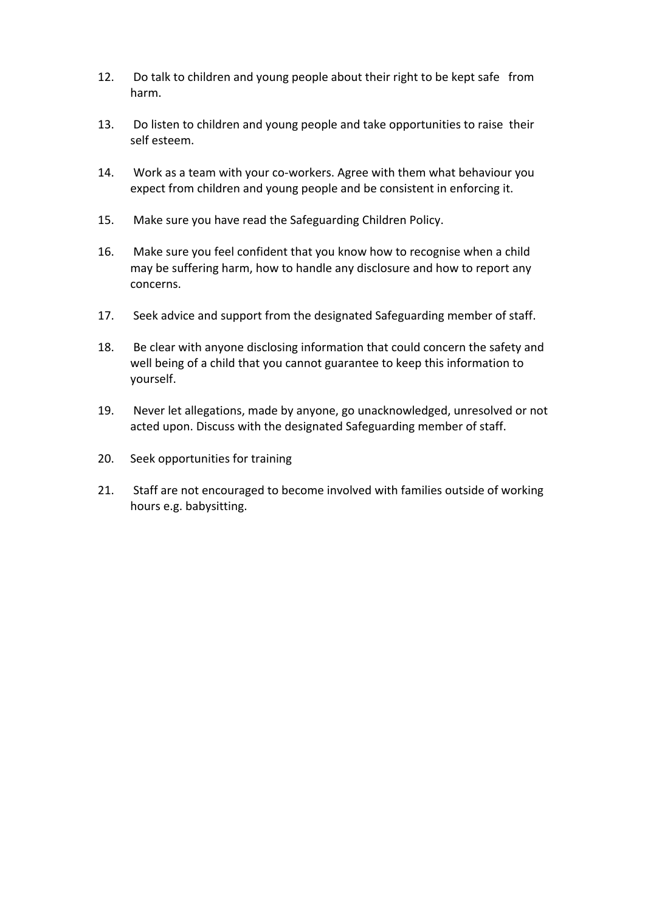12. Do talk to children and young people about their right to be kept safe from harm.

13. Do listen to children and young people and take opportunities to raise their self esteem.

14. Work as a team with your co-workers. Agree with them what behaviour you expect from children and young people and be consistent in enforcing it.

15. Make sure you have read the Safeguarding Children Policy.

16. Make sure you feel confident that you know how to recognise when a child may be suffering harm, how to handle any disclosure and how to report any concerns.

17. Seek advice and support from the designated Safeguarding member of staff.

18. Be clear with anyone disclosing information that could concern the safety and well being of a child that you cannot guarantee to keep this information to yourself.

19. Never let allegations, made by anyone, go unacknowledged, unresolved or not acted upon. Discuss with the designated Safeguarding member of staff.

20. Seek opportunities for training

21. Staff are not encouraged to become involved with families outside of working hours e.g. babysitting.